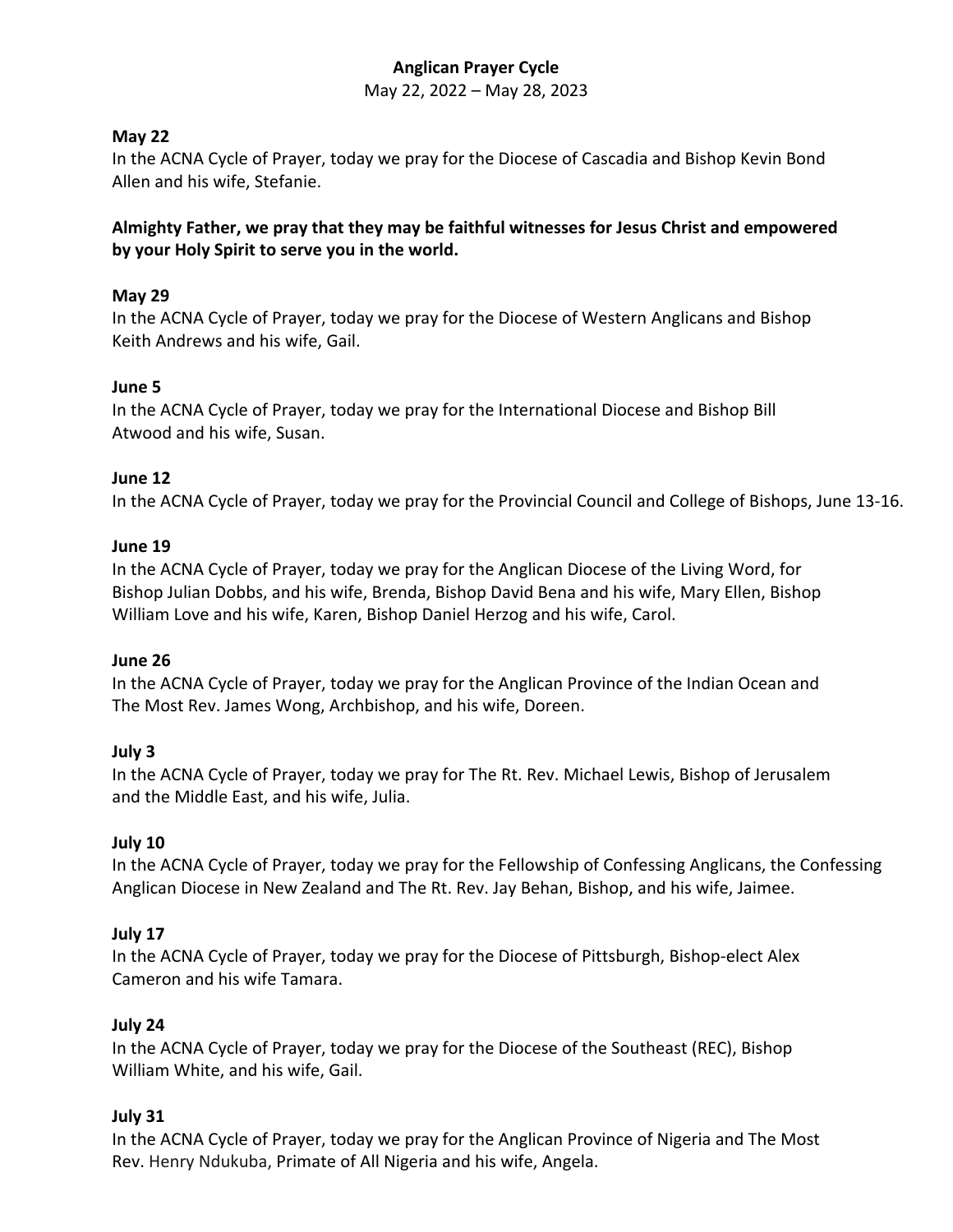# Anglican Prayer Cycle

May 22, 2022 – May 28, 2023

**May 22**

In the ACNA Cycle of Prayer, today we pray for the Diocese of Cascadia and Bishop Kevin Bond Allen and his wife, Stefanie.

**Almighty Father, we pray that they may be faithful witnesses for Jesus Christ and empowered by your Holy Spirit to serve you in the world.**

**May 29**

In the ACNA Cycle of Prayer, today we pray for the Diocese of Western Anglicans and Bishop Keith Andrews and his wife, Gail.

**June 5**

In the ACNA Cycle of Prayer, today we pray for the International Diocese and Bishop Bill Atwood and his wife, Susan.

**June 12**

In the ACNA Cycle of Prayer, today we pray for the Provincial Council and College of Bishops, June 13-16.

**June 19**

In the ACNA Cycle of Prayer, today we pray for the Anglican Diocese of the Living Word, for Bishop Julian Dobbs, and his wife, Brenda, Bishop David Bena and his wife, Mary Ellen, Bishop William Love and his wife, Karen, Bishop Daniel Herzog and his wife, Carol.

**June 26**

In the ACNA Cycle of Prayer, today we pray for the Anglican Province of the Indian Ocean and The Most Rev. James Wong, Archbishop, and his wife, Doreen.

**July 3**

In the ACNA Cycle of Prayer, today we pray for The Rt. Rev. Michael Lewis, Bishop of Jerusalem and the Middle East, and his wife, Julia.

**July 10**

In the ACNA Cycle of Prayer, today we pray for the Fellowship of Confessing Anglicans, the Confessing Anglican Diocese in New Zealand and The Rt. Rev. Jay Behan, Bishop, and his wife, Jaimee.

**July 17**

In the ACNA Cycle of Prayer, today we pray for the Diocese of Pittsburgh, Bishop-elect Alex Cameron and his wife Tamara.

**July 24**

In the ACNA Cycle of Prayer, today we pray for the Diocese of the Southeast (REC), Bishop William White, and his wife, Gail.

**July 31**

In the ACNA Cycle of Prayer, today we pray for the Anglican Province of Nigeria and The Most Rev. Henry Ndukuba, Primate of All Nigeria and his wife, Angela.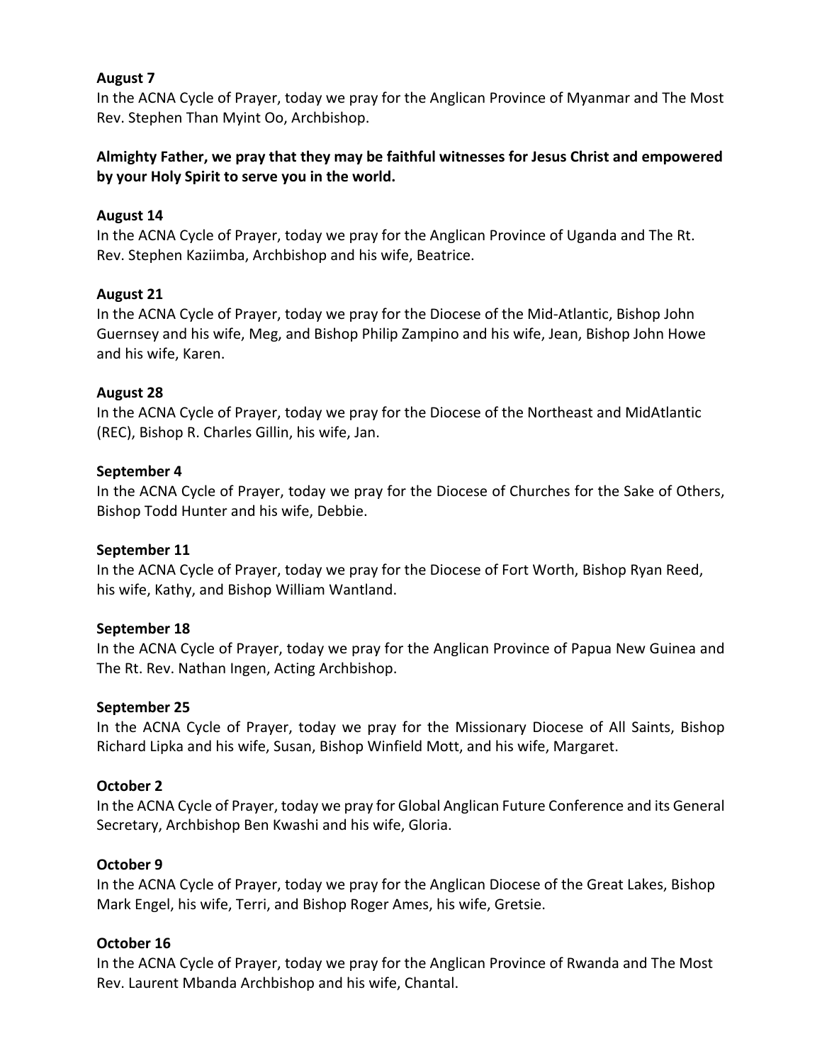**August 7**
In the ACNA Cycle of Prayer, today we pray for the Anglican Province of Myanmar and The Most Rev. Stephen Than Myint Oo, Archbishop.

**Almighty Father, we pray that they may be faithful witnesses for Jesus Christ and empowered by your Holy Spirit to serve you in the world.**

**August 14**
In the ACNA Cycle of Prayer, today we pray for the Anglican Province of Uganda and The Rt. Rev. Stephen Kaziimba, Archbishop and his wife, Beatrice.

**August 21**
In the ACNA Cycle of Prayer, today we pray for the Diocese of the Mid-Atlantic, Bishop John Guernsey and his wife, Meg, and Bishop Philip Zampino and his wife, Jean, Bishop John Howe and his wife, Karen.

**August 28**
In the ACNA Cycle of Prayer, today we pray for the Diocese of the Northeast and MidAtlantic (REC), Bishop R. Charles Gillin, his wife, Jan.

**September 4**
In the ACNA Cycle of Prayer, today we pray for the Diocese of Churches for the Sake of Others, Bishop Todd Hunter and his wife, Debbie.

**September 11**
In the ACNA Cycle of Prayer, today we pray for the Diocese of Fort Worth, Bishop Ryan Reed, his wife, Kathy, and Bishop William Wantland.

**September 18**
In the ACNA Cycle of Prayer, today we pray for the Anglican Province of Papua New Guinea and The Rt. Rev. Nathan Ingen, Acting Archbishop.

**September 25**
In the ACNA Cycle of Prayer, today we pray for the Missionary Diocese of All Saints, Bishop Richard Lipka and his wife, Susan, Bishop Winfield Mott, and his wife, Margaret.

**October 2**
In the ACNA Cycle of Prayer, today we pray for Global Anglican Future Conference and its General Secretary, Archbishop Ben Kwashi and his wife, Gloria.

**October 9**
In the ACNA Cycle of Prayer, today we pray for the Anglican Diocese of the Great Lakes, Bishop Mark Engel, his wife, Terri, and Bishop Roger Ames, his wife, Gretsie.

**October 16**
In the ACNA Cycle of Prayer, today we pray for the Anglican Province of Rwanda and The Most Rev. Laurent Mbanda Archbishop and his wife, Chantal.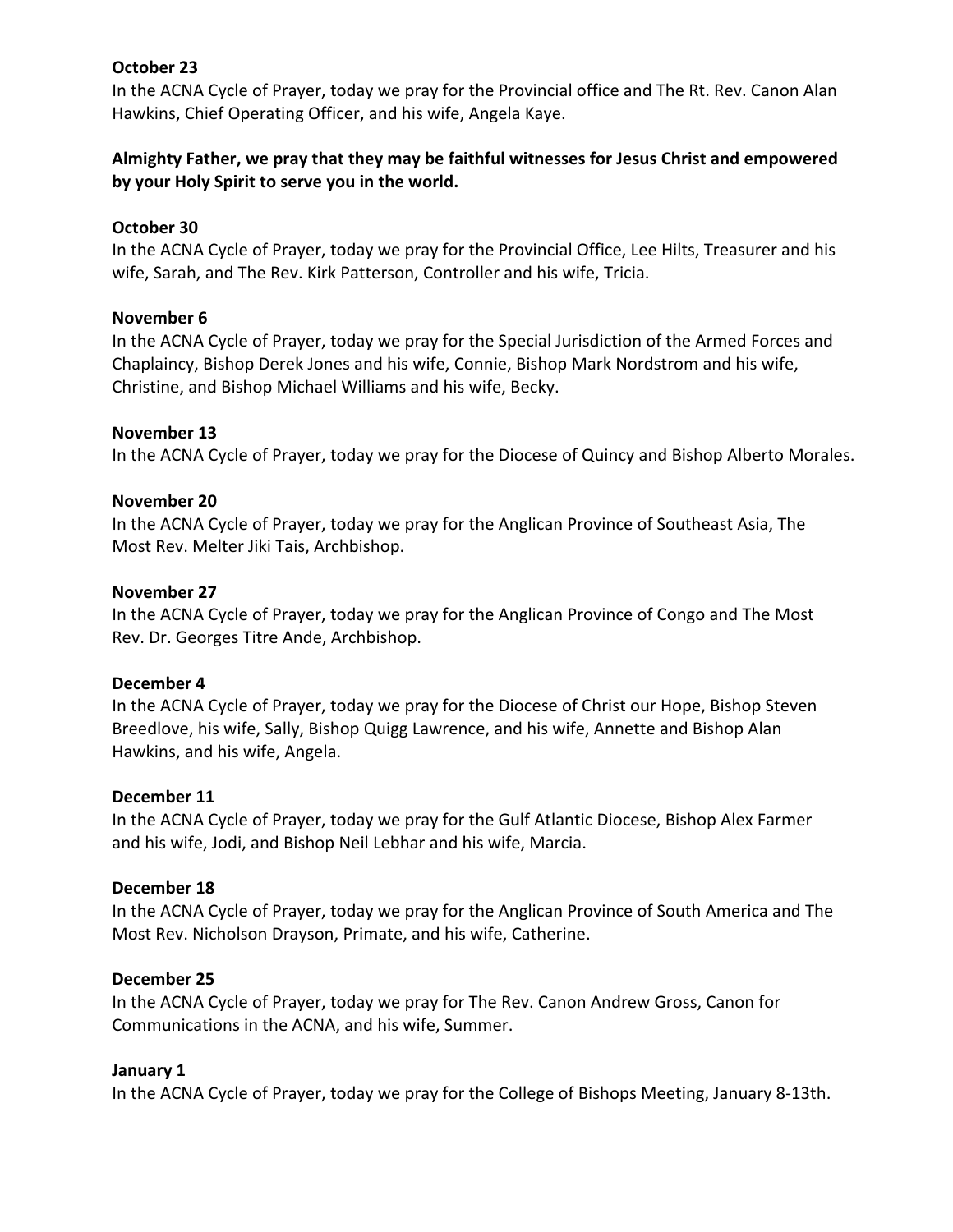**October 23**

In the ACNA Cycle of Prayer, today we pray for the Provincial office and The Rt. Rev. Canon Alan Hawkins, Chief Operating Officer, and his wife, Angela Kaye.

**Almighty Father, we pray that they may be faithful witnesses for Jesus Christ and empowered by your Holy Spirit to serve you in the world.**

**October 30**

In the ACNA Cycle of Prayer, today we pray for the Provincial Office, Lee Hilts, Treasurer and his wife, Sarah, and The Rev. Kirk Patterson, Controller and his wife, Tricia.

**November 6**

In the ACNA Cycle of Prayer, today we pray for the Special Jurisdiction of the Armed Forces and Chaplaincy, Bishop Derek Jones and his wife, Connie, Bishop Mark Nordstrom and his wife, Christine, and Bishop Michael Williams and his wife, Becky.

**November 13**

In the ACNA Cycle of Prayer, today we pray for the Diocese of Quincy and Bishop Alberto Morales.

**November 20**

In the ACNA Cycle of Prayer, today we pray for the Anglican Province of Southeast Asia, The Most Rev. Melter Jiki Tais, Archbishop.

**November 27**

In the ACNA Cycle of Prayer, today we pray for the Anglican Province of Congo and The Most Rev. Dr. Georges Titre Ande, Archbishop.

**December 4**

In the ACNA Cycle of Prayer, today we pray for the Diocese of Christ our Hope, Bishop Steven Breedlove, his wife, Sally, Bishop Quigg Lawrence, and his wife, Annette and Bishop Alan Hawkins, and his wife, Angela.

**December 11**

In the ACNA Cycle of Prayer, today we pray for the Gulf Atlantic Diocese, Bishop Alex Farmer and his wife, Jodi, and Bishop Neil Lebhar and his wife, Marcia.

**December 18**

In the ACNA Cycle of Prayer, today we pray for the Anglican Province of South America and The Most Rev. Nicholson Drayson, Primate, and his wife, Catherine.

**December 25**

In the ACNA Cycle of Prayer, today we pray for The Rev. Canon Andrew Gross, Canon for Communications in the ACNA, and his wife, Summer.

**January 1**

In the ACNA Cycle of Prayer, today we pray for the College of Bishops Meeting, January 8-13th.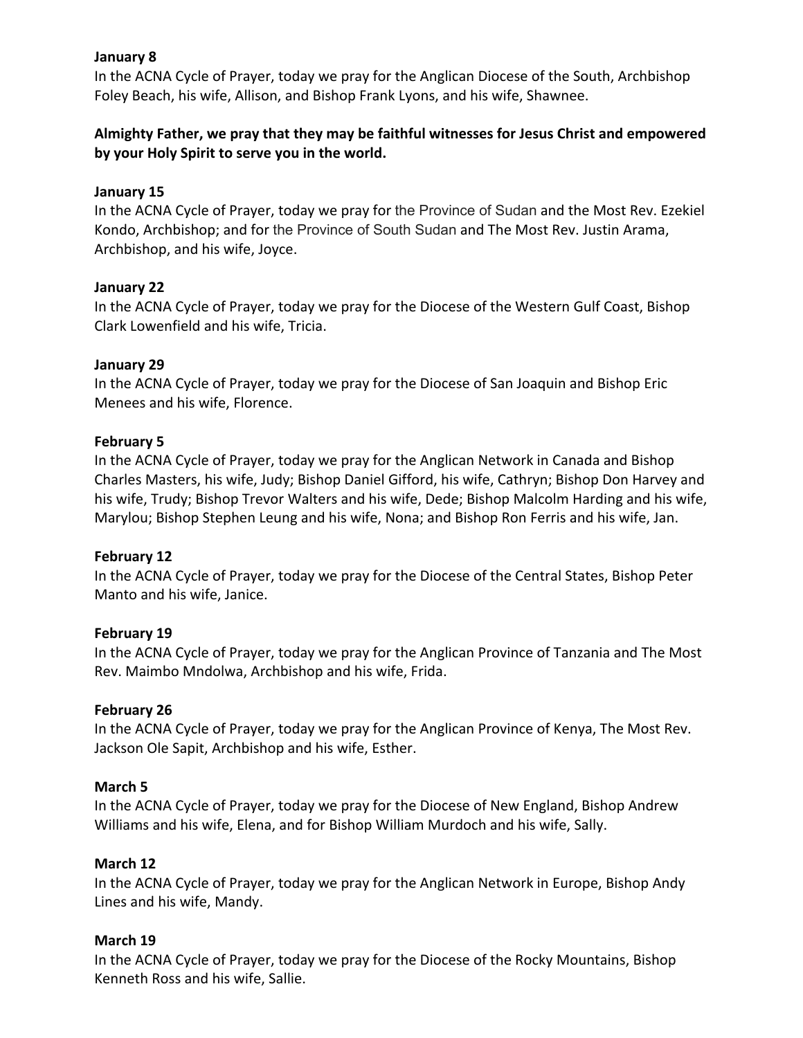**January 8**

In the ACNA Cycle of Prayer, today we pray for the Anglican Diocese of the South, Archbishop Foley Beach, his wife, Allison, and Bishop Frank Lyons, and his wife, Shawnee.

**Almighty Father, we pray that they may be faithful witnesses for Jesus Christ and empowered by your Holy Spirit to serve you in the world.**

**January 15**

In the ACNA Cycle of Prayer, today we pray for the Province of Sudan and the Most Rev. Ezekiel Kondo, Archbishop; and for the Province of South Sudan and The Most Rev. Justin Arama, Archbishop, and his wife, Joyce.

**January 22**

In the ACNA Cycle of Prayer, today we pray for the Diocese of the Western Gulf Coast, Bishop Clark Lowenfield and his wife, Tricia.

**January 29**

In the ACNA Cycle of Prayer, today we pray for the Diocese of San Joaquin and Bishop Eric Menees and his wife, Florence.

**February 5**

In the ACNA Cycle of Prayer, today we pray for the Anglican Network in Canada and Bishop Charles Masters, his wife, Judy; Bishop Daniel Gifford, his wife, Cathryn; Bishop Don Harvey and his wife, Trudy; Bishop Trevor Walters and his wife, Dede; Bishop Malcolm Harding and his wife, Marylou; Bishop Stephen Leung and his wife, Nona; and Bishop Ron Ferris and his wife, Jan.

**February 12**

In the ACNA Cycle of Prayer, today we pray for the Diocese of the Central States, Bishop Peter Manto and his wife, Janice.

**February 19**

In the ACNA Cycle of Prayer, today we pray for the Anglican Province of Tanzania and The Most Rev. Maimbo Mndolwa, Archbishop and his wife, Frida.

**February 26**

In the ACNA Cycle of Prayer, today we pray for the Anglican Province of Kenya, The Most Rev. Jackson Ole Sapit, Archbishop and his wife, Esther.

**March 5**

In the ACNA Cycle of Prayer, today we pray for the Diocese of New England, Bishop Andrew Williams and his wife, Elena, and for Bishop William Murdoch and his wife, Sally.

**March 12**

In the ACNA Cycle of Prayer, today we pray for the Anglican Network in Europe, Bishop Andy Lines and his wife, Mandy.

**March 19**

In the ACNA Cycle of Prayer, today we pray for the Diocese of the Rocky Mountains, Bishop Kenneth Ross and his wife, Sallie.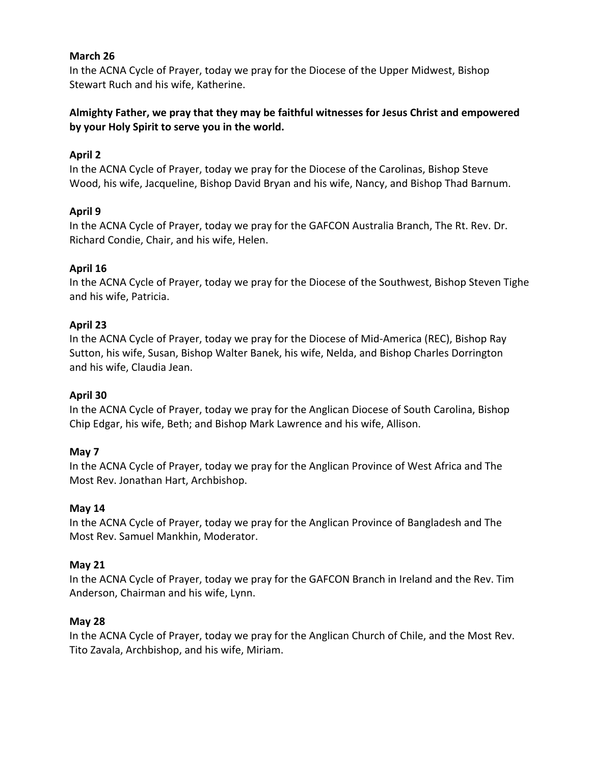**March 26**
In the ACNA Cycle of Prayer, today we pray for the Diocese of the Upper Midwest, Bishop Stewart Ruch and his wife, Katherine.

**Almighty Father, we pray that they may be faithful witnesses for Jesus Christ and empowered by your Holy Spirit to serve you in the world.**

**April 2**
In the ACNA Cycle of Prayer, today we pray for the Diocese of the Carolinas, Bishop Steve Wood, his wife, Jacqueline, Bishop David Bryan and his wife, Nancy, and Bishop Thad Barnum.

**April 9**
In the ACNA Cycle of Prayer, today we pray for the GAFCON Australia Branch, The Rt. Rev. Dr. Richard Condie, Chair, and his wife, Helen.

**April 16**
In the ACNA Cycle of Prayer, today we pray for the Diocese of the Southwest, Bishop Steven Tighe and his wife, Patricia.

**April 23**
In the ACNA Cycle of Prayer, today we pray for the Diocese of Mid-America (REC), Bishop Ray Sutton, his wife, Susan, Bishop Walter Banek, his wife, Nelda, and Bishop Charles Dorrington and his wife, Claudia Jean.

**April 30**
In the ACNA Cycle of Prayer, today we pray for the Anglican Diocese of South Carolina, Bishop Chip Edgar, his wife, Beth; and Bishop Mark Lawrence and his wife, Allison.

**May 7**
In the ACNA Cycle of Prayer, today we pray for the Anglican Province of West Africa and The Most Rev. Jonathan Hart, Archbishop.

**May 14**
In the ACNA Cycle of Prayer, today we pray for the Anglican Province of Bangladesh and The Most Rev. Samuel Mankhin, Moderator.

**May 21**
In the ACNA Cycle of Prayer, today we pray for the GAFCON Branch in Ireland and the Rev. Tim Anderson, Chairman and his wife, Lynn.

**May 28**
In the ACNA Cycle of Prayer, today we pray for the Anglican Church of Chile, and the Most Rev. Tito Zavala, Archbishop, and his wife, Miriam.